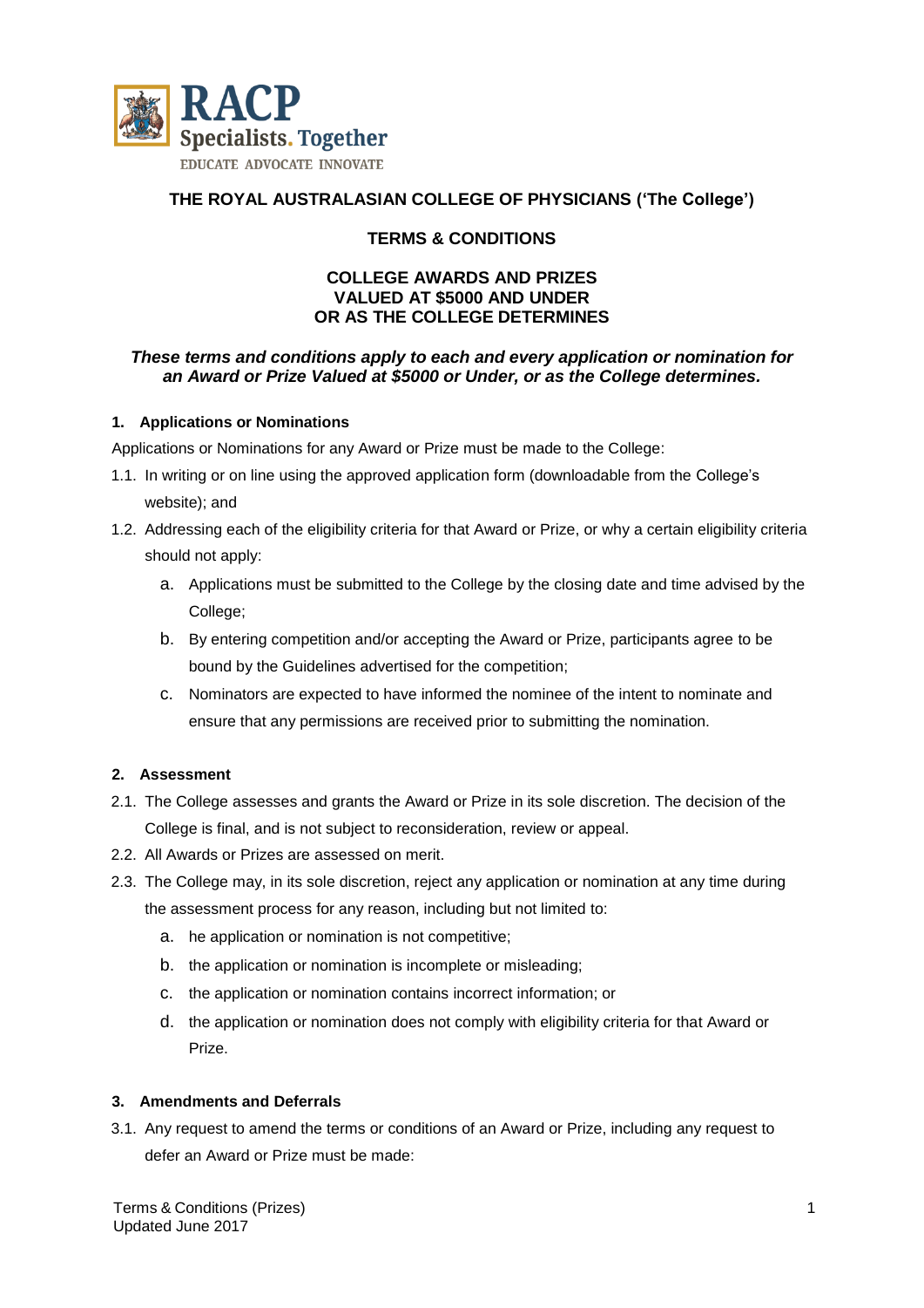RACP
Specialists. Together
EDUCATE ADVOCATE INNOVATE

# THE ROYAL AUSTRALASIAN COLLEGE OF PHYSICIANS ('The College')

## TERMS & CONDITIONS

## COLLEGE AWARDS AND PRIZES VALUED AT $5000 AND UNDER OR AS THE COLLEGE DETERMINES

***These terms and conditions apply to each and every application or nomination for an Award or Prize Valued at $5000 or Under, or as the College determines.***

### 1. Applications or Nominations

Applications or Nominations for any Award or Prize must be made to the College:

1.1. In writing or on line using the approved application form (downloadable from the College's website); and

1.2. Addressing each of the eligibility criteria for that Award or Prize, or why a certain eligibility criteria should not apply:

   a. Applications must be submitted to the College by the closing date and time advised by the College;

   b. By entering competition and/or accepting the Award or Prize, participants agree to be bound by the Guidelines advertised for the competition;

   c. Nominators are expected to have informed the nominee of the intent to nominate and ensure that any permissions are received prior to submitting the nomination.

### 2. Assessment

2.1. The College assesses and grants the Award or Prize in its sole discretion. The decision of the College is final, and is not subject to reconsideration, review or appeal.

2.2. All Awards or Prizes are assessed on merit.

2.3. The College may, in its sole discretion, reject any application or nomination at any time during the assessment process for any reason, including but not limited to:

   a. he application or nomination is not competitive;

   b. the application or nomination is incomplete or misleading;

   c. the application or nomination contains incorrect information; or

   d. the application or nomination does not comply with eligibility criteria for that Award or Prize.

### 3. Amendments and Deferrals

3.1. Any request to amend the terms or conditions of an Award or Prize, including any request to defer an Award or Prize must be made: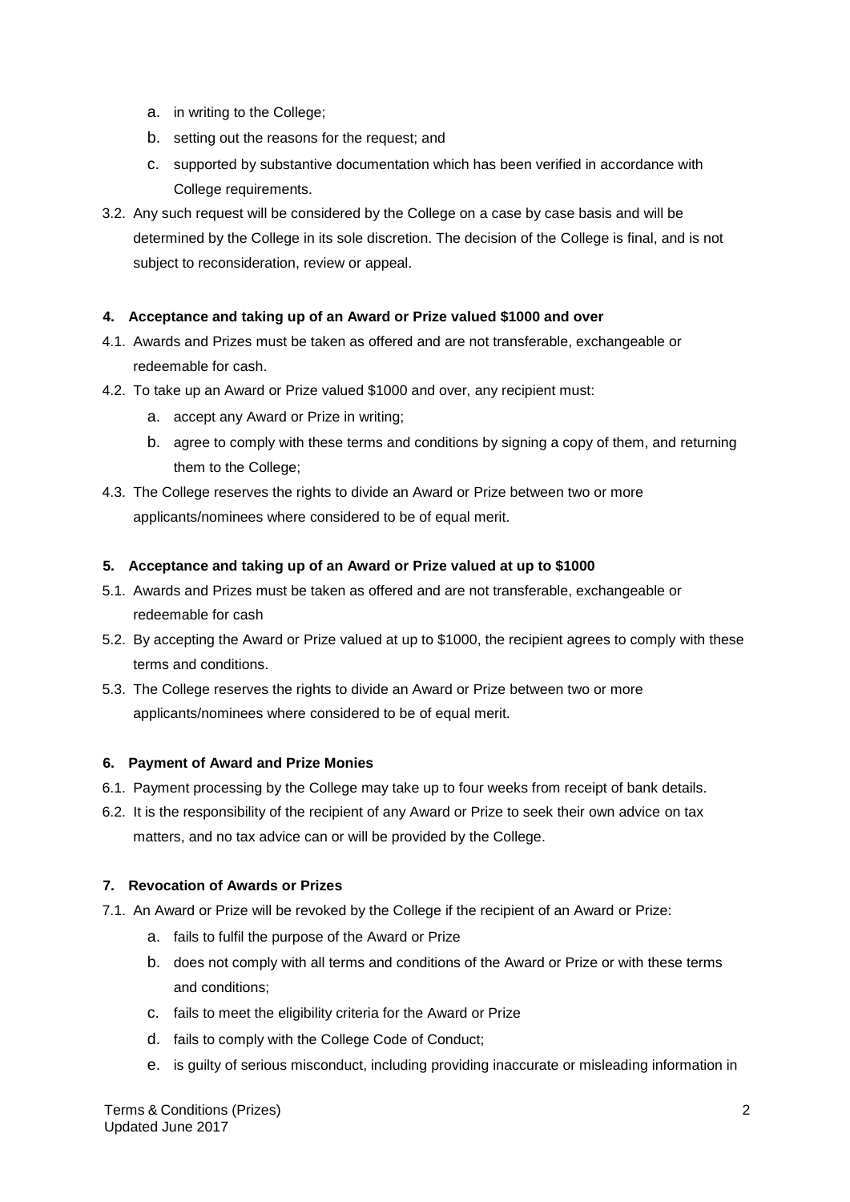a. in writing to the College;
b. setting out the reasons for the request; and
c. supported by substantive documentation which has been verified in accordance with College requirements.

3.2. Any such request will be considered by the College on a case by case basis and will be determined by the College in its sole discretion. The decision of the College is final, and is not subject to reconsideration, review or appeal.

**4. Acceptance and taking up of an Award or Prize valued $1000 and over**

4.1. Awards and Prizes must be taken as offered and are not transferable, exchangeable or redeemable for cash.

4.2. To take up an Award or Prize valued $1000 and over, any recipient must:

a. accept any Award or Prize in writing;
b. agree to comply with these terms and conditions by signing a copy of them, and returning them to the College;

4.3. The College reserves the rights to divide an Award or Prize between two or more applicants/nominees where considered to be of equal merit.

**5. Acceptance and taking up of an Award or Prize valued at up to $1000**

5.1. Awards and Prizes must be taken as offered and are not transferable, exchangeable or redeemable for cash

5.2. By accepting the Award or Prize valued at up to $1000, the recipient agrees to comply with these terms and conditions.

5.3. The College reserves the rights to divide an Award or Prize between two or more applicants/nominees where considered to be of equal merit.

**6. Payment of Award and Prize Monies**

6.1. Payment processing by the College may take up to four weeks from receipt of bank details.

6.2. It is the responsibility of the recipient of any Award or Prize to seek their own advice on tax matters, and no tax advice can or will be provided by the College.

**7. Revocation of Awards or Prizes**

7.1. An Award or Prize will be revoked by the College if the recipient of an Award or Prize:

a. fails to fulfil the purpose of the Award or Prize
b. does not comply with all terms and conditions of the Award or Prize or with these terms and conditions;
c. fails to meet the eligibility criteria for the Award or Prize
d. fails to comply with the College Code of Conduct;
e. is guilty of serious misconduct, including providing inaccurate or misleading information in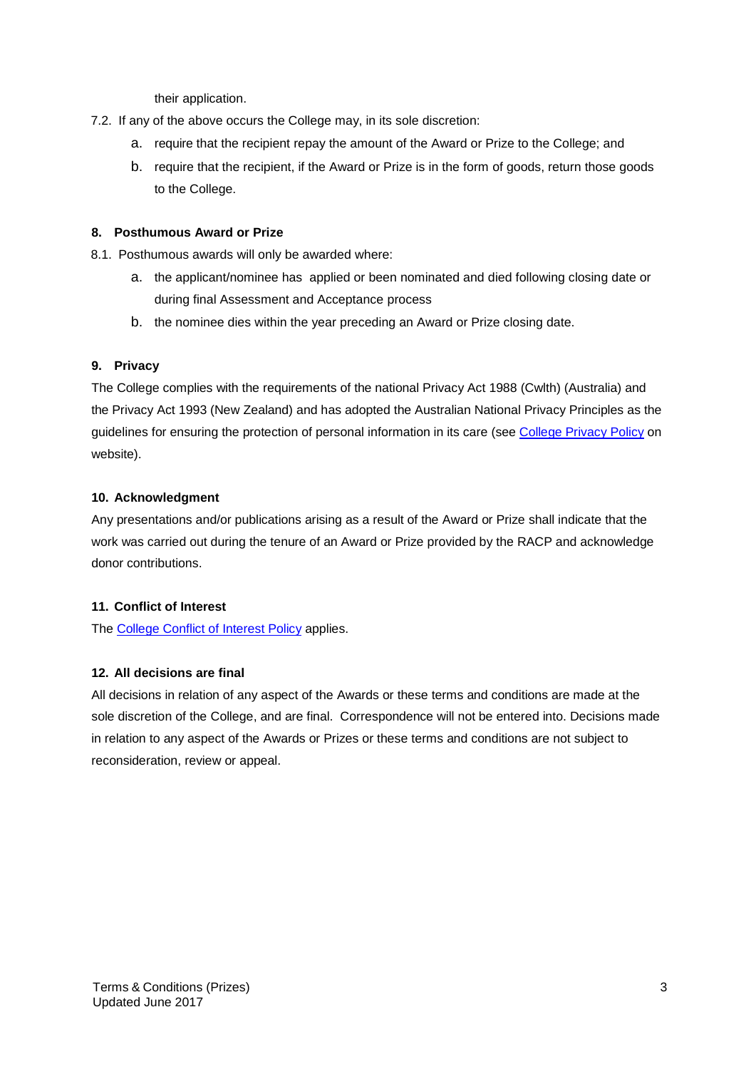their application.

7.2. If any of the above occurs the College may, in its sole discretion:

a. require that the recipient repay the amount of the Award or Prize to the College; and

b. require that the recipient, if the Award or Prize is in the form of goods, return those goods to the College.

**8. Posthumous Award or Prize**

8.1. Posthumous awards will only be awarded where:

a. the applicant/nominee has applied or been nominated and died following closing date or during final Assessment and Acceptance process

b. the nominee dies within the year preceding an Award or Prize closing date.

**9. Privacy**

The College complies with the requirements of the national Privacy Act 1988 (Cwlth) (Australia) and the Privacy Act 1993 (New Zealand) and has adopted the Australian National Privacy Principles as the guidelines for ensuring the protection of personal information in its care (see College Privacy Policy on website).

**10. Acknowledgment**

Any presentations and/or publications arising as a result of the Award or Prize shall indicate that the work was carried out during the tenure of an Award or Prize provided by the RACP and acknowledge donor contributions.

**11. Conflict of Interest**

The College Conflict of Interest Policy applies.

**12. All decisions are final**

All decisions in relation of any aspect of the Awards or these terms and conditions are made at the sole discretion of the College, and are final. Correspondence will not be entered into. Decisions made in relation to any aspect of the Awards or Prizes or these terms and conditions are not subject to reconsideration, review or appeal.